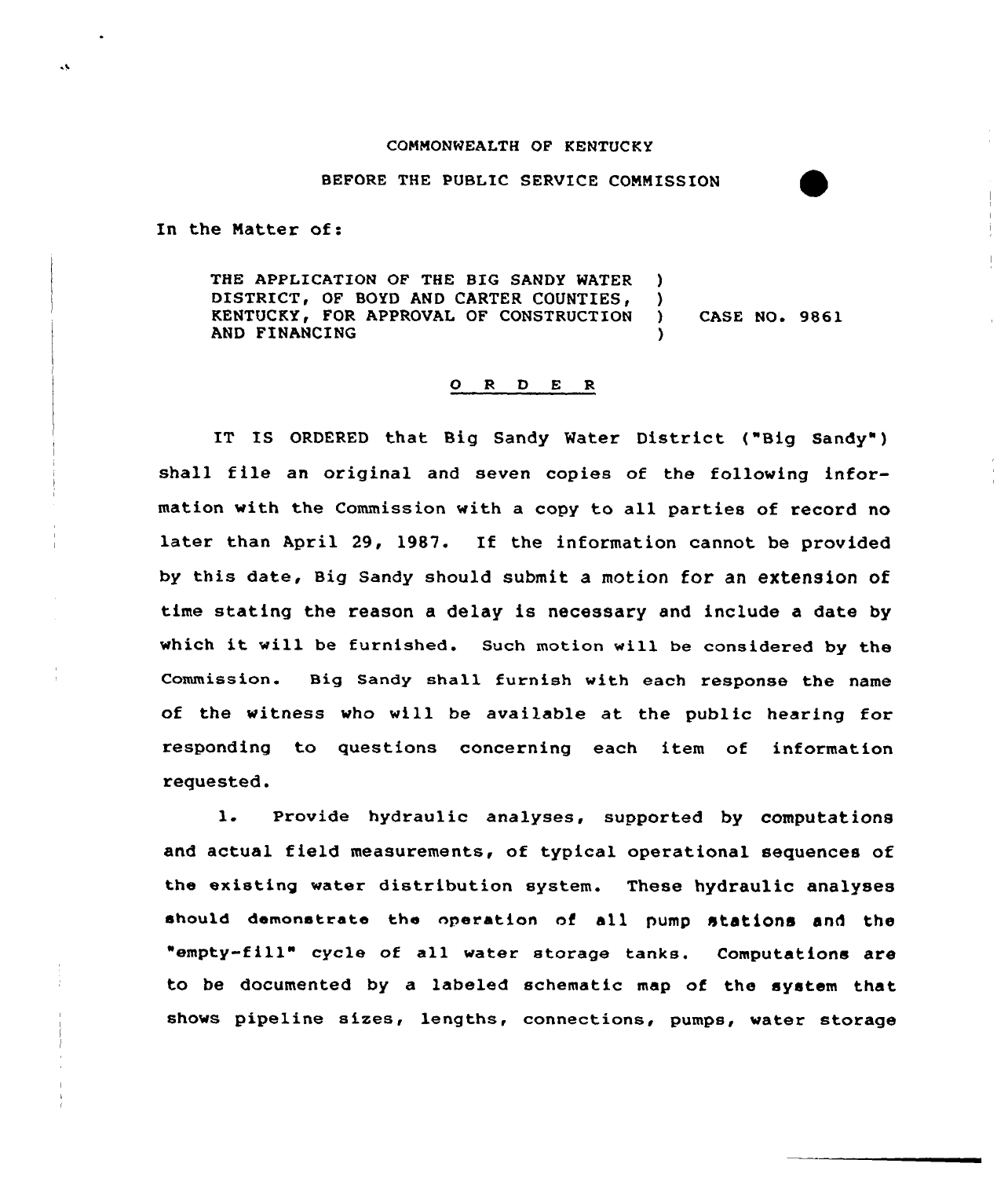COMMONWEALTH OF KENTUCKY

BEFORE THE PUBLIC SERVICE COMMISSION

In the Matter of:

| | | |
|---|---|---|
| THE APPLICATION OF THE BIG SANDY WATER DISTRICT, OF BOYD AND CARTER COUNTIES, KENTUCKY, FOR APPROVAL OF CONSTRUCTION AND FINANCING | ) ) ) ) | CASE NO. 9861 |

## O R D E R

IT IS ORDERED that Big Sandy Water District ("Big Sandy") shall file an original and seven copies of the following information with the Commission with a copy to all parties of record no later than April 29, 1987. If the information cannot be provided by this date, Big Sandy should submit a motion for an extension of time stating the reason a delay is necessary and include a date by which it will be furnished. Such motion will be considered by the Commission. Big Sandy shall furnish with each response the name of the witness who will be available at the public hearing for responding to questions concerning each item of information requested.

1. Provide hydraulic analyses, supported by computations and actual field measurements, of typical operational sequences of the existing water distribution system. These hydraulic analyses should demonstrate the operation of all pump stations and the "empty-fill" cycle of all water storage tanks. Computations are to be documented by a labeled schematic map of the system that shows pipeline sizes, lengths, connections, pumps, water storage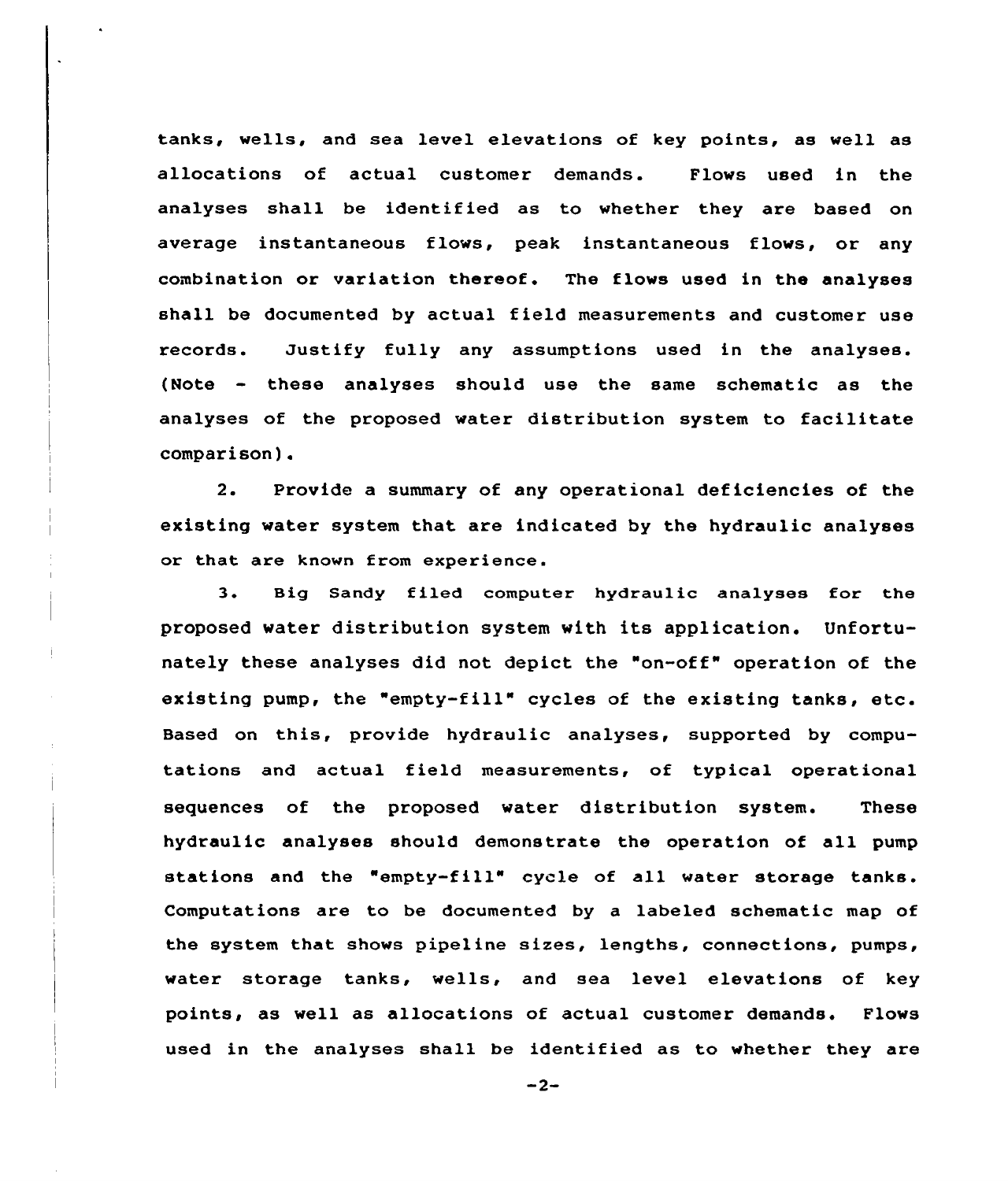tanks, wells, and sea level elevations of key points, as well as allocations of actual customer demands. Flows used in the analyses shall be identified as to whether they are based on average instantaneous flows, peak instantaneous flows, or any combination or variation thereof. The flows used in the analyses shall be documented by actual field measurements and customer use records. Justify fully any assumptions used in the analyses. (Note - these analyses should use the same schematic as the analyses of the proposed water distribution system to facilitate comparison).

2. Provide a summary of any operational deficiencies of the existing water system that are indicated by the hydraulic analyses or that are known from experience.

3. Big Sandy filed computer hydraulic analyses for the proposed water distribution system with its application. Unfortunately these analyses did not depict the "on-off" operation of the existing pump, the "empty-fill" cycles of the existing tanks, etc. Based on this, provide hydraulic analyses, supported by computations and actual field measurements, of typical operational sequences of the proposed water distribution system. These hydraulic analyses should demonstrate the operation of all pump stations and the "empty-fill" cycle of all water storage tanks. Computations are to be documented by a labeled schematic map of the system that shows pipeline sizes, lengths, connections, pumps, water storage tanks, wells, and sea level elevations of key points, as well as allocations of actual customer demands. Flows used in the analyses shall be identified as to whether they are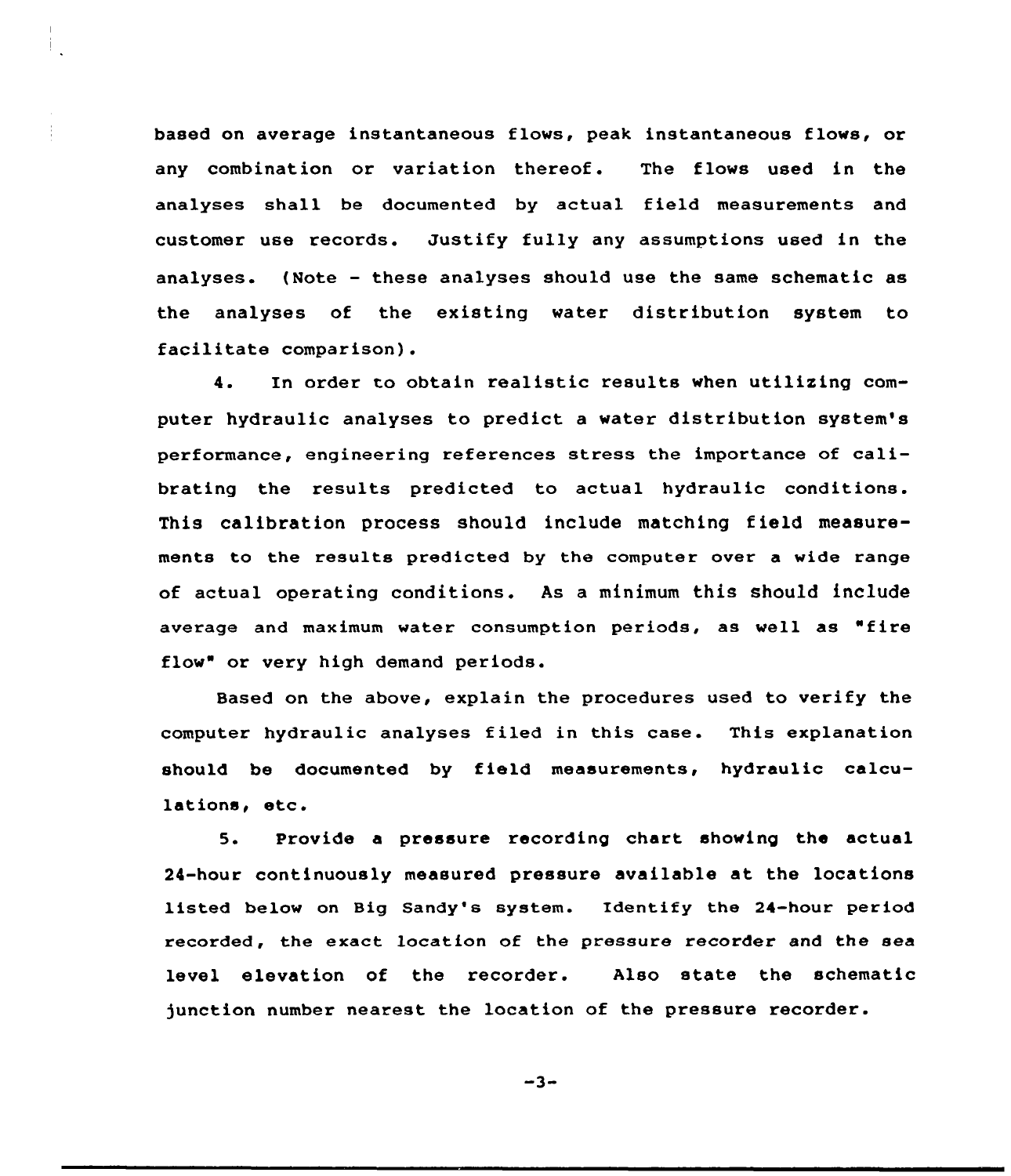based on average instantaneous flows, peak instantaneous flows, or any combination or variation thereof. The flows used in the analyses shall be documented by actual field measurements and customer use records. Justify fully any assumptions used in the analyses. (Note - these analyses should use the same schematic as the analyses of the existing water distribution system to facilitate comparison).

4. In order to obtain realistic results when utilizing computer hydraulic analyses to predict a water distribution system's performance, engineering references stress the importance of calibrating the results predicted to actual hydraulic conditions. This calibration process should include matching field measurements to the results predicted by the computer over a wide range of actual operating conditions. As a minimum this should include average and maximum water consumption periods, as well as "fire flow" or very high demand periods.

Based on the above, explain the procedures used to verify the computer hydraulic analyses filed in this case. This explanation should be documented by field measurements, hydraulic calculations, etc.

5. Provide a pressure recording chart showing the actual 24-hour continuously measured pressure available at the locations listed below on Big Sandy's system. Identify the 24-hour period recorded, the exact location of the pressure recorder and the sea level elevation of the recorder. Also state the schematic junction number nearest the location of the pressure recorder.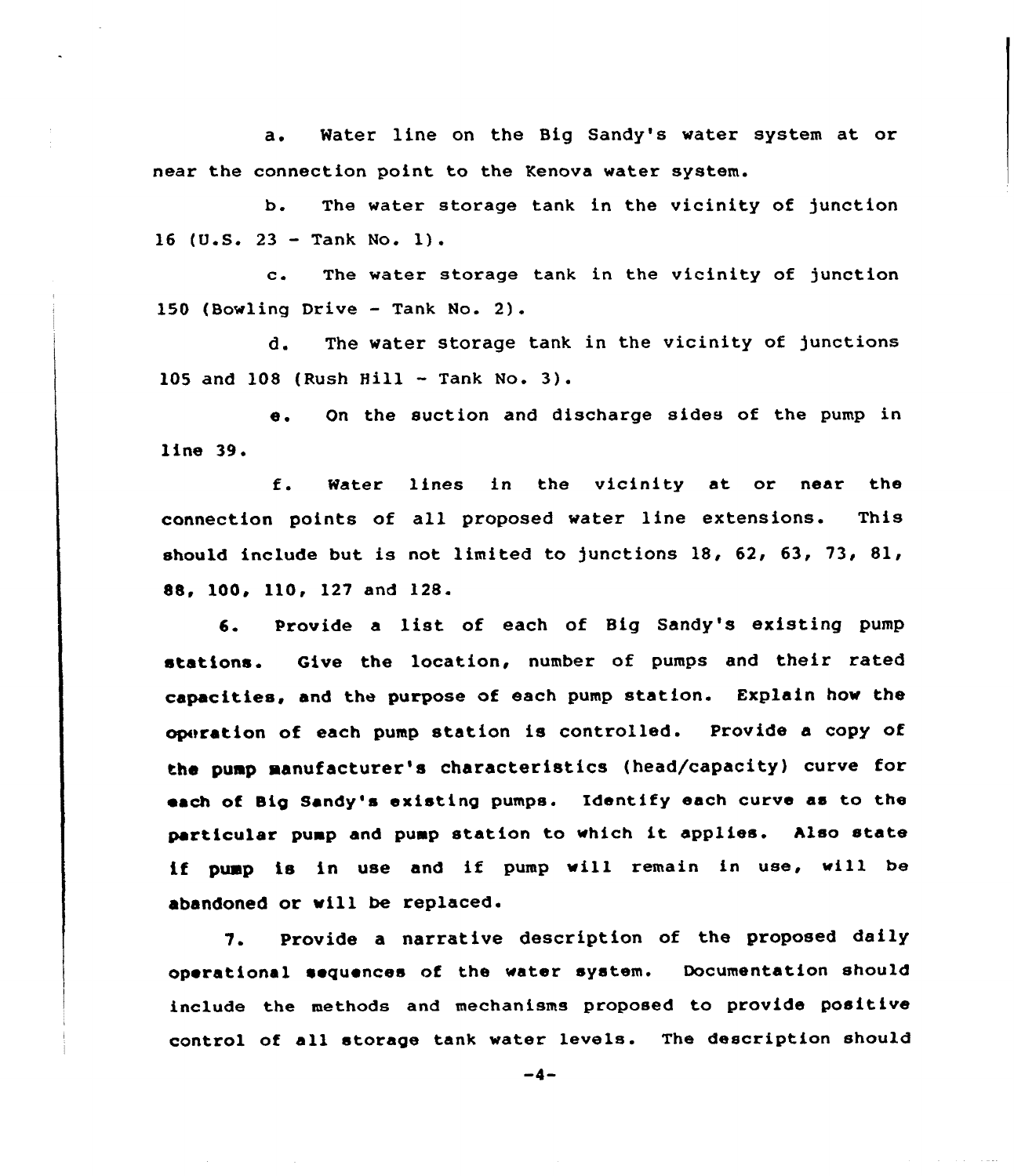a. Water line on the Big Sandy's water system at or near the connection point to the Kenova water system.

b. The water storage tank in the vicinity of junction 16 (U.S. 23 - Tank No. 1).

c. The water storage tank in the vicinity of junction 150 (Bowling Drive - Tank No. 2).

d. The water storage tank in the vicinity of junctions 105 and 108 (Rush Hill - Tank No. 3).

e. On the suction and discharge sides of the pump in line 39.

f. Water lines in the vicinity at or near the connection points of all proposed water line extensions. This should include but is not limited to junctions 18, 62, 63, 73, 81, 88, 100, 110, 127 and 128.

6. Provide a list of each of Big Sandy's existing pump stations. Give the location, number of pumps and their rated capacities, and the purpose of each pump station. Explain how the operation of each pump station is controlled. Provide a copy of the pump manufacturer's characteristics (head/capacity) curve for each of Big Sandy's existing pumps. Identify each curve as to the particular pump and pump station to which it applies. Also state if pump is in use and if pump will remain in use, will be abandoned or will be replaced.

7. Provide a narrative description of the proposed daily operational sequences of the water system. Documentation should include the methods and mechanisms proposed to provide positive control of all storage tank water levels. The description should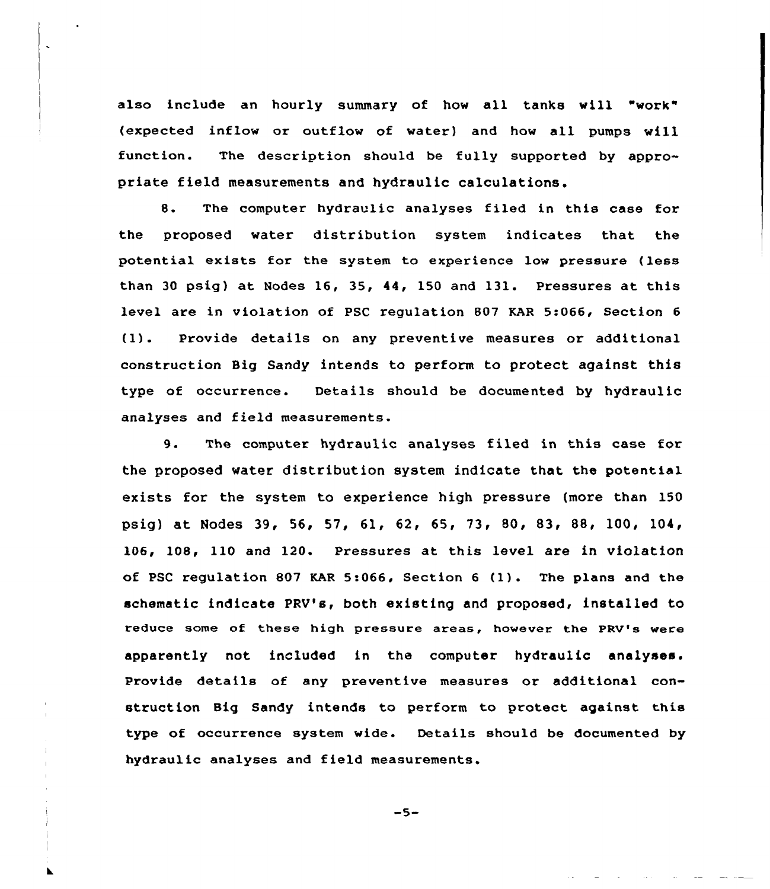also include an hourly summary of how all tanks will "work" (expected inflow or outflow of water) and how all pumps will function. The description should be fully supported by appropriate field measurements and hydraulic calculations.

8. The computer hydraulic analyses filed in this case for the proposed water distribution system indicates that the potential exists for the system to experience low pressure (less than 30 psig) at Nodes 16, 35, 44, 150 and 131. Pressures at this level are in violation of PSC regulation 807 KAR 5:066, Section 6 (1). Provide details on any preventive measures or additional construction Big Sandy intends to perform to protect against this type of occurrence. Details should be documented by hydraulic analyses and field measurements.

9. The computer hydraulic analyses filed in this case for the proposed water distribution system indicate that the potential exists for the system to experience high pressure (more than 150 psig) at Nodes 39, 56, 57, 61, 62, 65, 73, 80, 83, 88, 100, 104, 106, 108, 110 and 120. Pressures at this level are in violation of PSC regulation 807 KAR 5:066, Section 6 (1). The plans and the schematic indicate PRV's, both existing and proposed, installed to reduce some of these high pressure areas, however the PRV's were apparently not included in the computer hydraulic analyses. Provide details of any preventive measures or additional construction Big Sandy intends to perform to protect against this type of occurrence system wide. Details should be documented by hydraulic analyses and field measurements.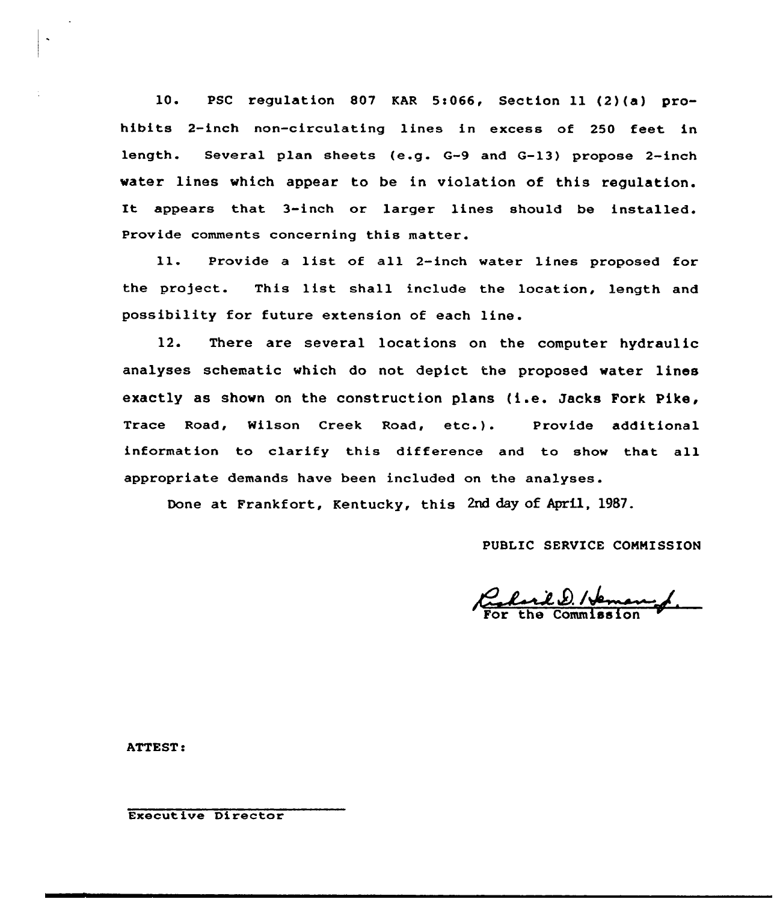10. PSC regulation 807 KAR 5:066, Section 11 (2)(a) prohibits 2-inch non-circulating lines in excess of 250 feet in length. Several plan sheets (e.g. G-9 and G-13) propose 2-inch water lines which appear to be in violation of this regulation. It appears that 3-inch or larger lines should be installed. Provide comments concerning this matter.

11. Provide a list of all 2-inch water lines proposed for the project. This list shall include the location, length and possibility for future extension of each line.

12. There are several locations on the computer hydraulic analyses schematic which do not depict the proposed water lines exactly as shown on the construction plans (i.e. Jacks Fork Pike, Trace Road, Wilson Creek Road, etc.). Provide additional information to clarify this difference and to show that all appropriate demands have been included on the analyses.

Done at Frankfort, Kentucky, this 2nd day of April, 1987.

PUBLIC SERVICE COMMISSION

For the Commission

ATTEST:

Executive Director